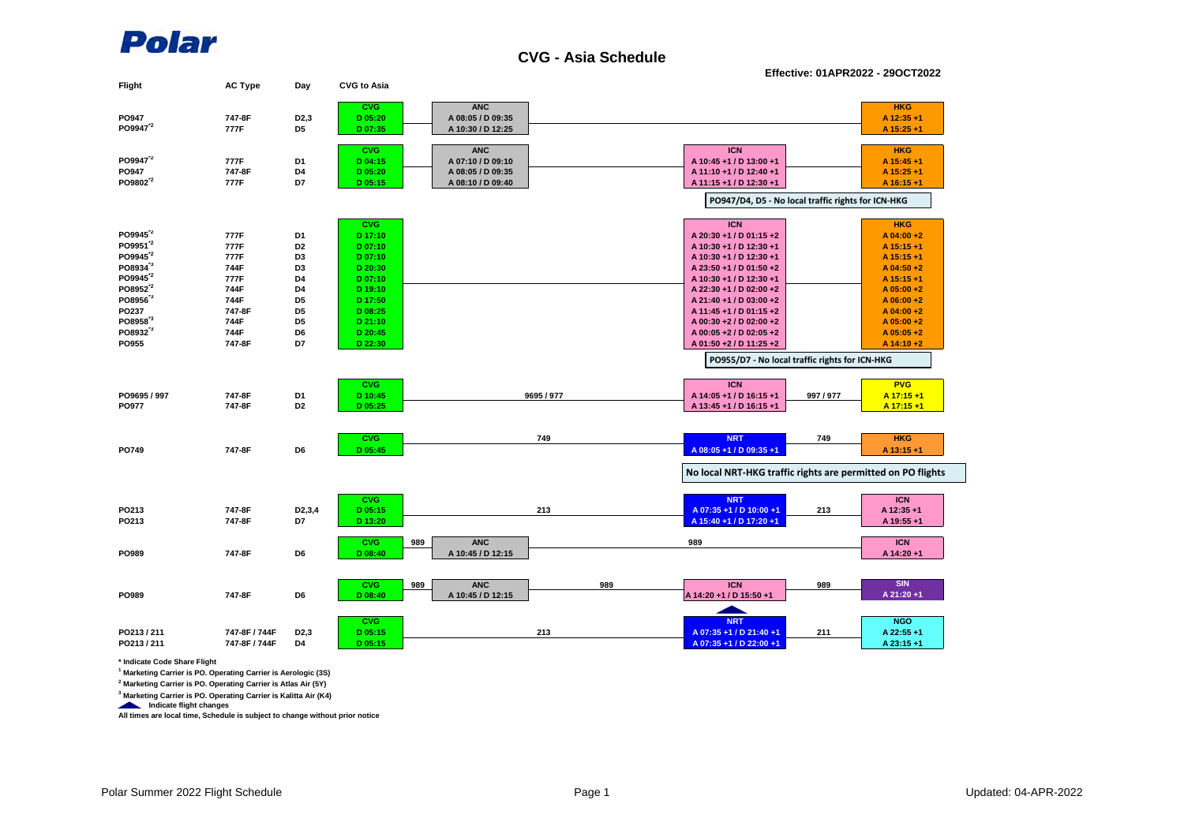**Polar**

# CVG - Asia Schedule

**Effective: 01APR2022 - 29OCT2022**

| Flight | AC Type | Day | CVG | ANC | ICN | HKG |
|---|---|---|---|---|---|---|
| PO947 | 747-8F | D2,3 | D 05:20 | A 08:05 / D 09:35 | | A 12:35 +1 |
| PO9947*2 | 777F | D5 | D 07:35 | A 10:30 / D 12:25 | | A 15:25 +1 |

| Flight | AC Type | Day | CVG | ANC | ICN | HKG |
|---|---|---|---|---|---|---|
| PO9947*2 | 777F | D1 | D 04:15 | A 07:10 / D 09:10 | A 10:45 +1 / D 13:00 +1 | A 15:45 +1 |
| PO947 | 747-8F | D4 | D 05:20 | A 08:05 / D 09:35 | A 11:10 +1 / D 12:40 +1 | A 15:25 +1 |
| PO9802*2 | 777F | D7 | D 05:15 | A 08:10 / D 09:40 | A 11:15 +1 / D 12:30 +1 | A 16:15 +1 |

PO947/D4, D5 - No local traffic rights for ICN-HKG

| Flight | AC Type | Day | CVG | ICN | HKG |
|---|---|---|---|---|---|
| PO9945*2 | 777F | D1 | D 17:10 | A 20:30 +1 / D 01:15 +2 | A 04:00 +2 |
| PO9951*2 | 777F | D2 | D 07:10 | A 10:30 +1 / D 12:30 +1 | A 15:15 +1 |
| PO9945*2 | 777F | D3 | D 07:10 | A 10:30 +1 / D 12:30 +1 | A 15:15 +1 |
| PO8934*3 | 744F | D3 | D 20:30 | A 23:50 +1 / D 01:50 +2 | A 04:50 +2 |
| PO9945*2 | 777F | D4 | D 07:10 | A 10:30 +1 / D 12:30 +1 | A 15:15 +1 |
| PO8952*2 | 744F | D4 | D 19:10 | A 22:30 +1 / D 02:00 +2 | A 05:00 +2 |
| PO8956*3 | 744F | D5 | D 17:50 | A 21:40 +1 / D 03:00 +2 | A 06:00 +2 |
| PO237 | 747-8F | D5 | D 08:25 | A 11:45 +1 / D 01:15 +2 | A 04:00 +2 |
| PO8958*3 | 744F | D5 | D 21:10 | A 00:30 +2 / D 02:00 +2 | A 05:00 +2 |
| PO8932*3 | 744F | D6 | D 20:45 | A 00:05 +2 / D 02:05 +2 | A 05:05 +2 |
| PO955 | 747-8F | D7 | D 22:30 | A 01:50 +2 / D 11:25 +2 | A 14:10 +2 |

PO955/D7 - No local traffic rights for ICN-HKG

| Flight | AC Type | Day | CVG | | ICN | | PVG |
|---|---|---|---|---|---|---|---|
| PO9695 / 997 | 747-8F | D1 | D 10:45 | 9695 / 977 | A 14:05 +1 / D 16:15 +1 | 997 / 977 | A 17:15 +1 |
| PO977 | 747-8F | D2 | D 05:25 | | A 13:45 +1 / D 16:15 +1 | | A 17:15 +1 |

| Flight | AC Type | Day | CVG | | NRT | | HKG |
|---|---|---|---|---|---|---|---|
| PO749 | 747-8F | D6 | D 05:45 | 749 | A 08:05 +1 / D 09:35 +1 | 749 | A 13:15 +1 |

No local NRT-HKG traffic rights are permitted on PO flights

| Flight | AC Type | Day | CVG | | NRT | | ICN |
|---|---|---|---|---|---|---|---|
| PO213 | 747-8F | D2,3,4 | D 05:15 | 213 | A 07:35 +1 / D 10:00 +1 | 213 | A 12:35 +1 |
| PO213 | 747-8F | D7 | D 13:20 | | A 15:40 +1 / D 17:20 +1 | | A 19:55 +1 |

| Flight | AC Type | Day | CVG | | ANC | | ICN |
|---|---|---|---|---|---|---|---|
| PO989 | 747-8F | D6 | D 08:40 | 989 | A 10:45 / D 12:15 | 989 | A 14:20 +1 |

| Flight | AC Type | Day | CVG | | ANC | | ICN | | SIN |
|---|---|---|---|---|---|---|---|---|---|
| PO989 | 747-8F | D6 | D 08:40 | 989 | A 10:45 / D 12:15 | 989 | A 14:20 +1 / D 15:50 +1 | 989 | A 21:20 +1 |

| Flight | AC Type | Day | CVG | | NRT | | NGO |
|---|---|---|---|---|---|---|---|
| PO213 / 211 | 747-8F / 744F | D2,3 | D 05:15 | 213 | A 07:35 +1 / D 21:40 +1 | 211 | A 22:55 +1 |
| PO213 / 211 | 747-8F / 744F | D4 | D 05:15 | | A 07:35 +1 / D 22:00 +1 | | A 23:15 +1 |

\* Indicate Code Share Flight

[1] Marketing Carrier is PO. Operating Carrier is Aerologic (3S)

[2] Marketing Carrier is PO. Operating Carrier is Atlas Air (5Y)

[3] Marketing Carrier is PO. Operating Carrier is Kalitta Air (K4)

▲ Indicate flight changes

All times are local time, Schedule is subject to change without prior notice

Polar Summer 2022 Flight Schedule — Updated: 04-APR-2022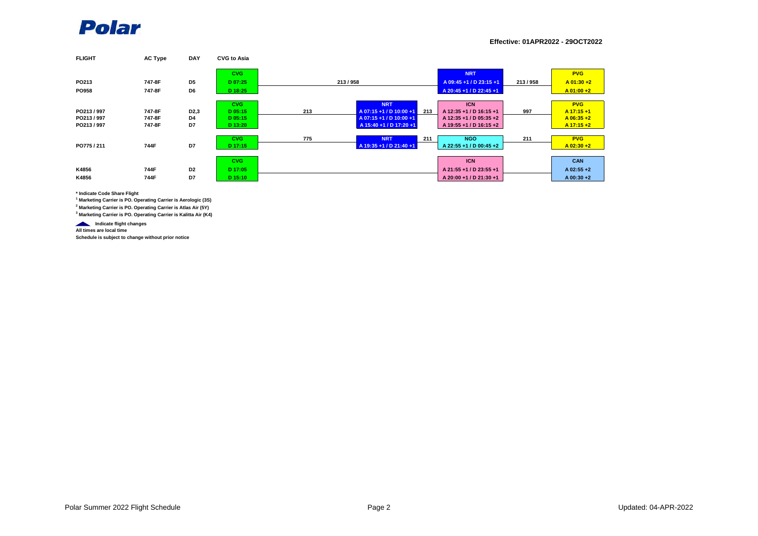**Polar**

**Effective: 01APR2022 - 29OCT2022**

| FLIGHT | AC Type | DAY | CVG to Asia | | | | | | |
|---|---|---|---|---|---|---|---|---|---|
| | | | CVG | | | | NRT | | PVG |
| PO213 | 747-8F | D5 | D 07:25 | 213 / 958 | | | A 09:45 +1 / D 23:15 +1 | 213 / 958 | A 01:30 +2 |
| PO958 | 747-8F | D6 | D 18:25 | | | | A 20:45 +1 / D 22:45 +1 | | A 01:00 +2 |
| | | | CVG | | NRT | | ICN | | PVG |
| PO213 / 997 | 747-8F | D2,3 | D 05:15 | 213 | A 07:15 +1 / D 10:00 +1 | 213 | A 12:35 +1 / D 16:15 +1 | 997 | A 17:15 +1 |
| PO213 / 997 | 747-8F | D4 | D 05:15 | | A 07:15 +1 / D 10:00 +1 | | A 12:35 +1 / D 05:35 +2 | | A 06:35 +2 |
| PO213 / 997 | 747-8F | D7 | D 13:20 | | A 15:40 +1 / D 17:20 +1 | | A 19:55 +1 / D 16:15 +2 | | A 17:15 +2 |
| | | | CVG | 775 | NRT | 211 | NGO | 211 | PVG |
| PO775 / 211 | 744F | D7 | D 17:15 | | A 19:35 +1 / D 21:40 +1 | | A 22:55 +1 / D 00:45 +2 | | A 02:30 +2 |
| | | | CVG | | | | ICN | | CAN |
| K4856 | 744F | D2 | D 17:05 | | | | A 21:55 +1 / D 23:55 +1 | | A 02:55 +2 |
| K4856 | 744F | D7 | D 15:10 | | | | A 20:00 +1 / D 21:30 +1 | | A 00:30 +2 |

\* Indicate Code Share Flight

[1] Marketing Carrier is PO. Operating Carrier is Aerologic (3S)

[2] Marketing Carrier is PO. Operating Carrier is Atlas Air (5Y)

[3] Marketing Carrier is PO. Operating Carrier is Kalitta Air (K4)

Indicate flight changes

All times are local time

Schedule is subject to change without prior notice

Polar Summer 2022 Flight Schedule

Updated: 04-APR-2022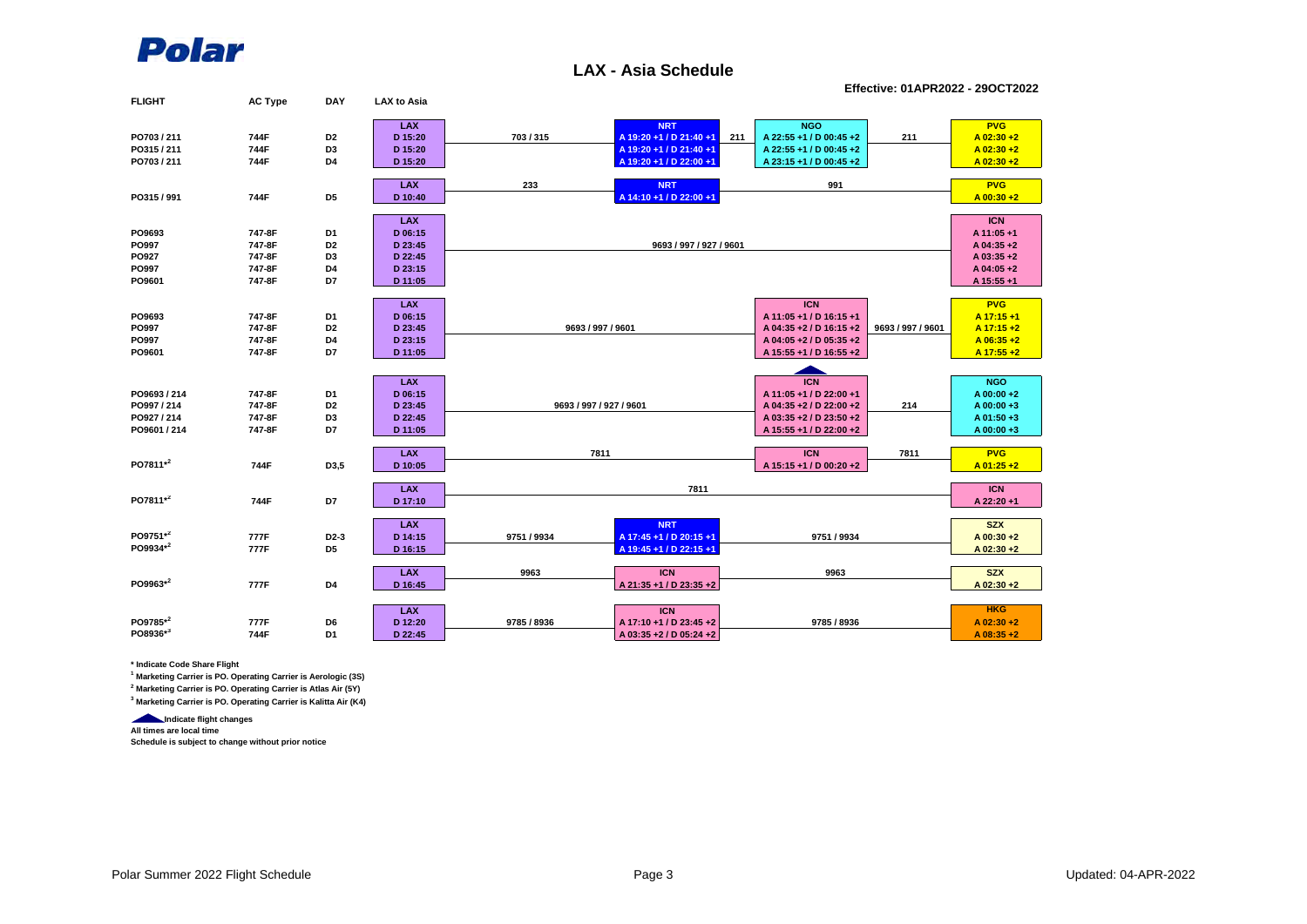**Polar**

# LAX - Asia Schedule

**Effective: 01APR2022 - 29OCT2022**

| FLIGHT | AC Type | DAY | LAX to Asia | | | | | | |
|---|---|---|---|---|---|---|---|---|---|
| | | | LAX | | NRT | | NGO | | PVG |
| PO703 / 211 | 744F | D2 | D 15:20 | 703 / 315 | A 19:20 +1 / D 21:40 +1 | 211 | A 22:55 +1 / D 00:45 +2 | 211 | A 02:30 +2 |
| PO315 / 211 | 744F | D3 | D 15:20 | | A 19:20 +1 / D 21:40 +1 | | A 22:55 +1 / D 00:45 +2 | | A 02:30 +2 |
| PO703 / 211 | 744F | D4 | D 15:20 | | A 19:20 +1 / D 22:00 +1 | | A 23:15 +1 / D 00:45 +2 | | A 02:30 +2 |
| | | | LAX | 233 | NRT | | 991 | | PVG |
| PO315 / 991 | 744F | D5 | D 10:40 | | A 14:10 +1 / D 22:00 +1 | | | | A 00:30 +2 |
| | | | LAX | | | | | | ICN |
| PO9693 | 747-8F | D1 | D 06:15 | | | | | | A 11:05 +1 |
| PO997 | 747-8F | D2 | D 23:45 | | 9693 / 997 / 927 / 9601 | | | | A 04:35 +2 |
| PO927 | 747-8F | D3 | D 22:45 | | | | | | A 03:35 +2 |
| PO997 | 747-8F | D4 | D 23:15 | | | | | | A 04:05 +2 |
| PO9601 | 747-8F | D7 | D 11:05 | | | | | | A 15:55 +1 |
| | | | LAX | | | | ICN | | PVG |
| PO9693 | 747-8F | D1 | D 06:15 | | | | A 11:05 +1 / D 16:15 +1 | | A 17:15 +1 |
| PO997 | 747-8F | D2 | D 23:45 | 9693 / 997 / 9601 | | | A 04:35 +2 / D 16:15 +2 | 9693 / 997 / 9601 | A 17:15 +2 |
| PO997 | 747-8F | D4 | D 23:15 | | | | A 04:05 +2 / D 05:35 +2 | | A 06:35 +2 |
| PO9601 | 747-8F | D7 | D 11:05 | | | | A 15:55 +1 / D 16:55 +2 | | A 17:55 +2 |
| | | | LAX | | | | ICN | | NGO |
| PO9693 / 214 | 747-8F | D1 | D 06:15 | | | | A 11:05 +1 / D 22:00 +1 | | A 00:00 +2 |
| PO997 / 214 | 747-8F | D2 | D 23:45 | 9693 / 997 / 927 / 9601 | | | A 04:35 +2 / D 22:00 +2 | 214 | A 00:00 +3 |
| PO927 / 214 | 747-8F | D3 | D 22:45 | | | | A 03:35 +2 / D 23:50 +2 | | A 01:50 +3 |
| PO9601 / 214 | 747-8F | D7 | D 11:05 | | | | A 15:55 +1 / D 22:00 +2 | | A 00:00 +3 |
| | | | LAX | | 7811 | | ICN | 7811 | PVG |
| PO7811*[2] | 744F | D3,5 | D 10:05 | | | | A 15:15 +1 / D 00:20 +2 | | A 01:25 +2 |
| | | | LAX | | 7811 | | | | ICN |
| PO7811*[2] | 744F | D7 | D 17:10 | | | | | | A 22:20 +1 |
| | | | LAX | | NRT | | | | SZX |
| PO9751*[2] | 777F | D2-3 | D 14:15 | 9751 / 9934 | A 17:45 +1 / D 20:15 +1 | | 9751 / 9934 | | A 00:30 +2 |
| PO9934*[2] | 777F | D5 | D 16:15 | | A 19:45 +1 / D 22:15 +1 | | | | A 02:30 +2 |
| | | | LAX | 9963 | ICN | | 9963 | | SZX |
| PO9963*[2] | 777F | D4 | D 16:45 | | A 21:35 +1 / D 23:35 +2 | | | | A 02:30 +2 |
| | | | LAX | | ICN | | | | HKG |
| PO9785*[2] | 777F | D6 | D 12:20 | 9785 / 8936 | A 17:10 +1 / D 23:45 +2 | | 9785 / 8936 | | A 02:30 +2 |
| PO8936*[3] | 744F | D1 | D 22:45 | | A 03:35 +2 / D 05:24 +2 | | | | A 08:35 +2 |

**\* Indicate Code Share Flight**

[1] Marketing Carrier is PO. Operating Carrier is Aerologic (3S)

[2] Marketing Carrier is PO. Operating Carrier is Atlas Air (5Y)

[3] Marketing Carrier is PO. Operating Carrier is Kalitta Air (K4)

Indicate flight changes

All times are local time

Schedule is subject to change without prior notice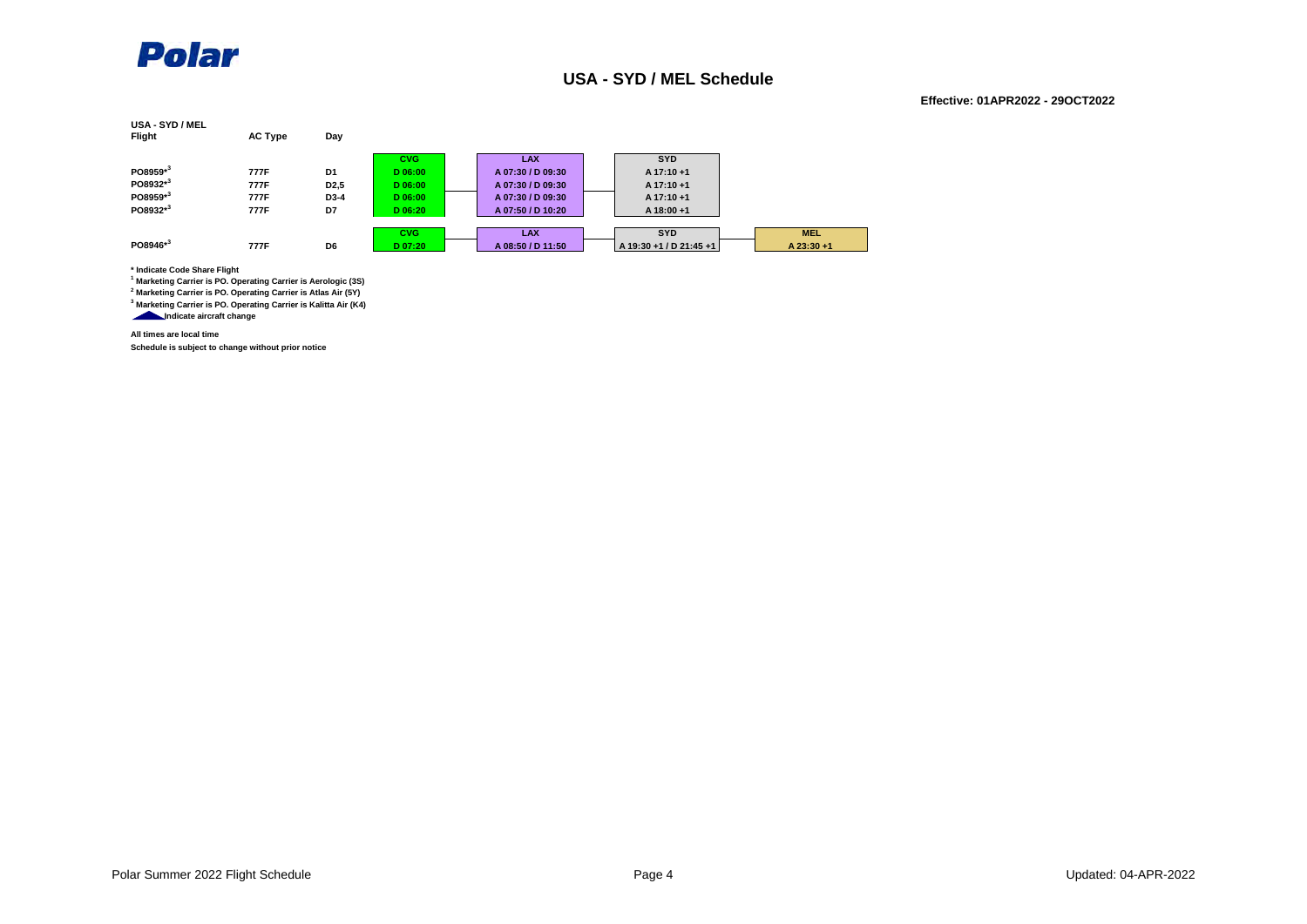Polar

# USA - SYD / MEL Schedule

**Effective: 01APR2022 - 29OCT2022**

| USA - SYD / MEL Flight | AC Type | Day | CVG | LAX | SYD |
|---|---|---|---|---|---|
| PO8959*[3] | 777F | D1 | D 06:00 | A 07:30 / D 09:30 | A 17:10 +1 |
| PO8932*[3] | 777F | D2,5 | D 06:00 | A 07:30 / D 09:30 | A 17:10 +1 |
| PO8959*[3] | 777F | D3-4 | D 06:00 | A 07:30 / D 09:30 | A 17:10 +1 |
| PO8932*[3] | 777F | D7 | D 06:20 | A 07:50 / D 10:20 | A 18:00 +1 |

| Flight | AC Type | Day | CVG | LAX | SYD | MEL |
|---|---|---|---|---|---|---|
| PO8946*[3] | 777F | D6 | D 07:20 | A 08:50 / D 11:50 | A 19:30 +1 / D 21:45 +1 | A 23:30 +1 |

**\* Indicate Code Share Flight**

**[1] Marketing Carrier is PO. Operating Carrier is Aerologic (3S)**

**[2] Marketing Carrier is PO. Operating Carrier is Atlas Air (5Y)**

**[3] Marketing Carrier is PO. Operating Carrier is Kalitta Air (K4)**

**Indicate aircraft change**

**All times are local time**

**Schedule is subject to change without prior notice**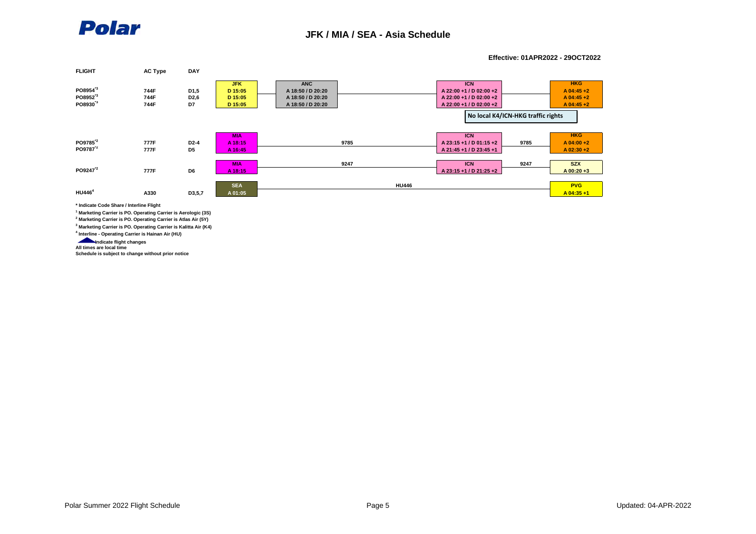**Polar**

# JFK / MIA / SEA - Asia Schedule

**Effective: 01APR2022 - 29OCT2022**

| FLIGHT | AC Type | DAY | Origin | ANC | ICN | Destination |
|---|---|---|---|---|---|---|
| PO8954*[3] | 744F | D1,5 | JFK D 15:05 | A 18:50 / D 20:20 | A 22:00 +1 / D 02:00 +2 | HKG A 04:45 +2 |
| PO8952*[3] | 744F | D2,6 | JFK D 15:05 | A 18:50 / D 20:20 | A 22:00 +1 / D 02:00 +2 | HKG A 04:45 +2 |
| PO8930*[3] | 744F | D7 | JFK D 15:05 | A 18:50 / D 20:20 | A 22:00 +1 / D 02:00 +2 | HKG A 04:45 +2 |
| PO9785*[2] | 777F | D2-4 | MIA A 18:15 | 9785 | A 23:15 +1 / D 01:15 +2 | 9785 HKG A 04:00 +2 |
| PO9787*[2] | 777F | D5 | MIA A 16:45 | | A 21:45 +1 / D 23:45 +1 | HKG A 02:30 +2 |
| PO9247*[2] | 777F | D6 | MIA A 18:15 | 9247 | A 23:15 +1 / D 21:25 +2 | 9247 SZX A 00:20 +3 |
| HU446[4] | A330 | D3,5,7 | SEA A 01:05 | HU446 | | PVG A 04:35 +1 |

No local K4/ICN-HKG traffic rights

\* Indicate Code Share / Interline Flight

[1] Marketing Carrier is PO. Operating Carrier is Aerologic (3S)

[2] Marketing Carrier is PO. Operating Carrier is Atlas Air (5Y)

[3] Marketing Carrier is PO. Operating Carrier is Kalitta Air (K4)

[4] Interline - Operating Carrier is Hainan Air (HU)

Indicate flight changes

All times are local time

Schedule is subject to change without prior notice